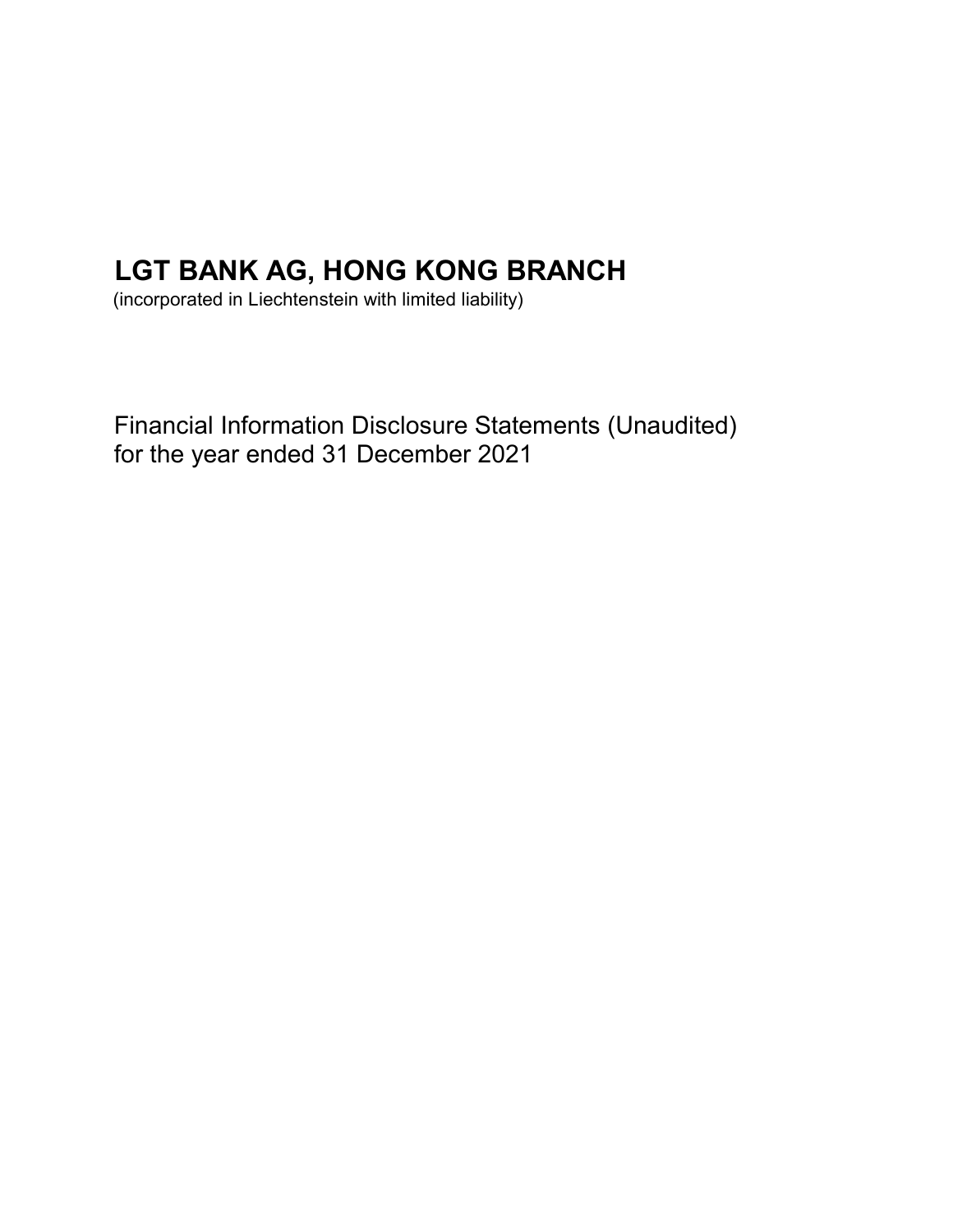# LGT BANK AG, HONG KONG BRANCH

(incorporated in Liechtenstein with limited liability)

Financial Information Disclosure Statements (Unaudited)
for the year ended 31 December 2021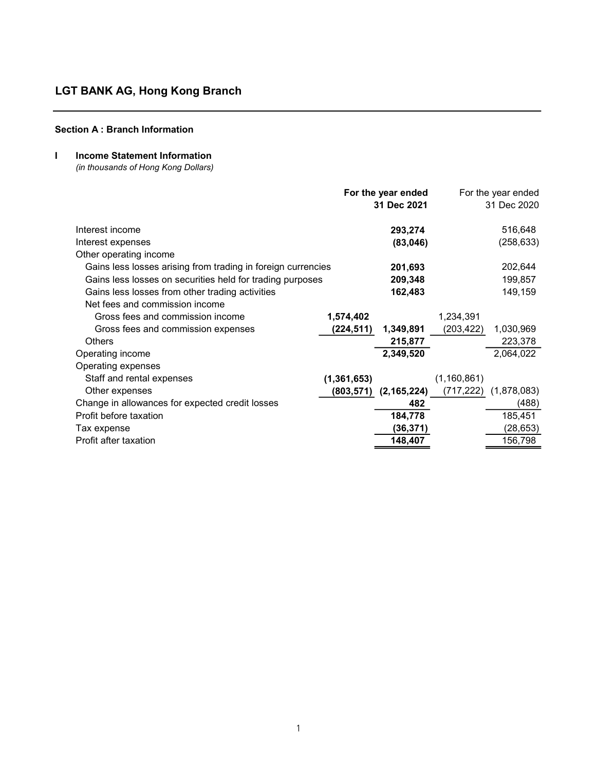# LGT BANK AG, Hong Kong Branch

## Section A : Branch Information

### I Income Statement Information

*(in thousands of Hong Kong Dollars)*

| | | **For the year ended 31 Dec 2021** | | For the year ended 31 Dec 2020 |
|---|---|---|---|---|
| Interest income | | **293,274** | | 516,648 |
| Interest expenses | | **(83,046)** | | (258,633) |
| Other operating income | | | | |
| Gains less losses arising from trading in foreign currencies | | **201,693** | | 202,644 |
| Gains less losses on securities held for trading purposes | | **209,348** | | 199,857 |
| Gains less losses from other trading activities | | **162,483** | | 149,159 |
| Net fees and commission income | | | | |
| Gross fees and commission income | **1,574,402** | | 1,234,391 | |
| Gross fees and commission expenses | **(224,511)** | **1,349,891** | (203,422) | 1,030,969 |
| Others | | **215,877** | | 223,378 |
| Operating income | | **2,349,520** | | 2,064,022 |
| Operating expenses | | | | |
| Staff and rental expenses | **(1,361,653)** | | (1,160,861) | |
| Other expenses | **(803,571)** | **(2,165,224)** | (717,222) | (1,878,083) |
| Change in allowances for expected credit losses | | **482** | | (488) |
| Profit before taxation | | **184,778** | | 185,451 |
| Tax expense | | **(36,371)** | | (28,653) |
| Profit after taxation | | **148,407** | | 156,798 |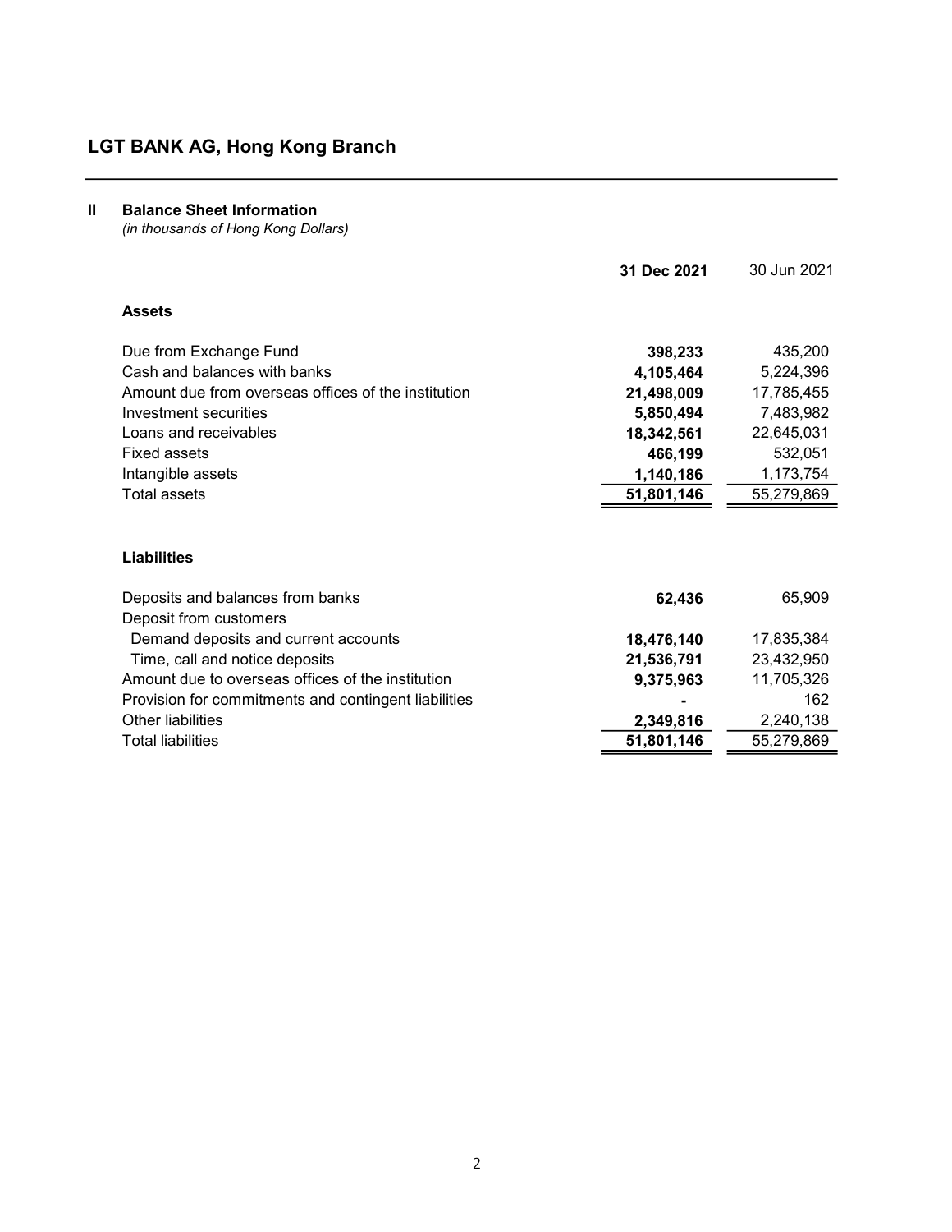# LGT BANK AG, Hong Kong Branch

## II Balance Sheet Information

*(in thousands of Hong Kong Dollars)*

| | **31 Dec 2021** | 30 Jun 2021 |
|---|---|---|
| **Assets** | | |
| Due from Exchange Fund | **398,233** | 435,200 |
| Cash and balances with banks | **4,105,464** | 5,224,396 |
| Amount due from overseas offices of the institution | **21,498,009** | 17,785,455 |
| Investment securities | **5,850,494** | 7,483,982 |
| Loans and receivables | **18,342,561** | 22,645,031 |
| Fixed assets | **466,199** | 532,051 |
| Intangible assets | **1,140,186** | 1,173,754 |
| Total assets | **51,801,146** | 55,279,869 |
| | | |
| **Liabilities** | | |
| Deposits and balances from banks | **62,436** | 65,909 |
| Deposit from customers | | |
| Demand deposits and current accounts | **18,476,140** | 17,835,384 |
| Time, call and notice deposits | **21,536,791** | 23,432,950 |
| Amount due to overseas offices of the institution | **9,375,963** | 11,705,326 |
| Provision for commitments and contingent liabilities | **-** | 162 |
| Other liabilities | **2,349,816** | 2,240,138 |
| Total liabilities | **51,801,146** | 55,279,869 |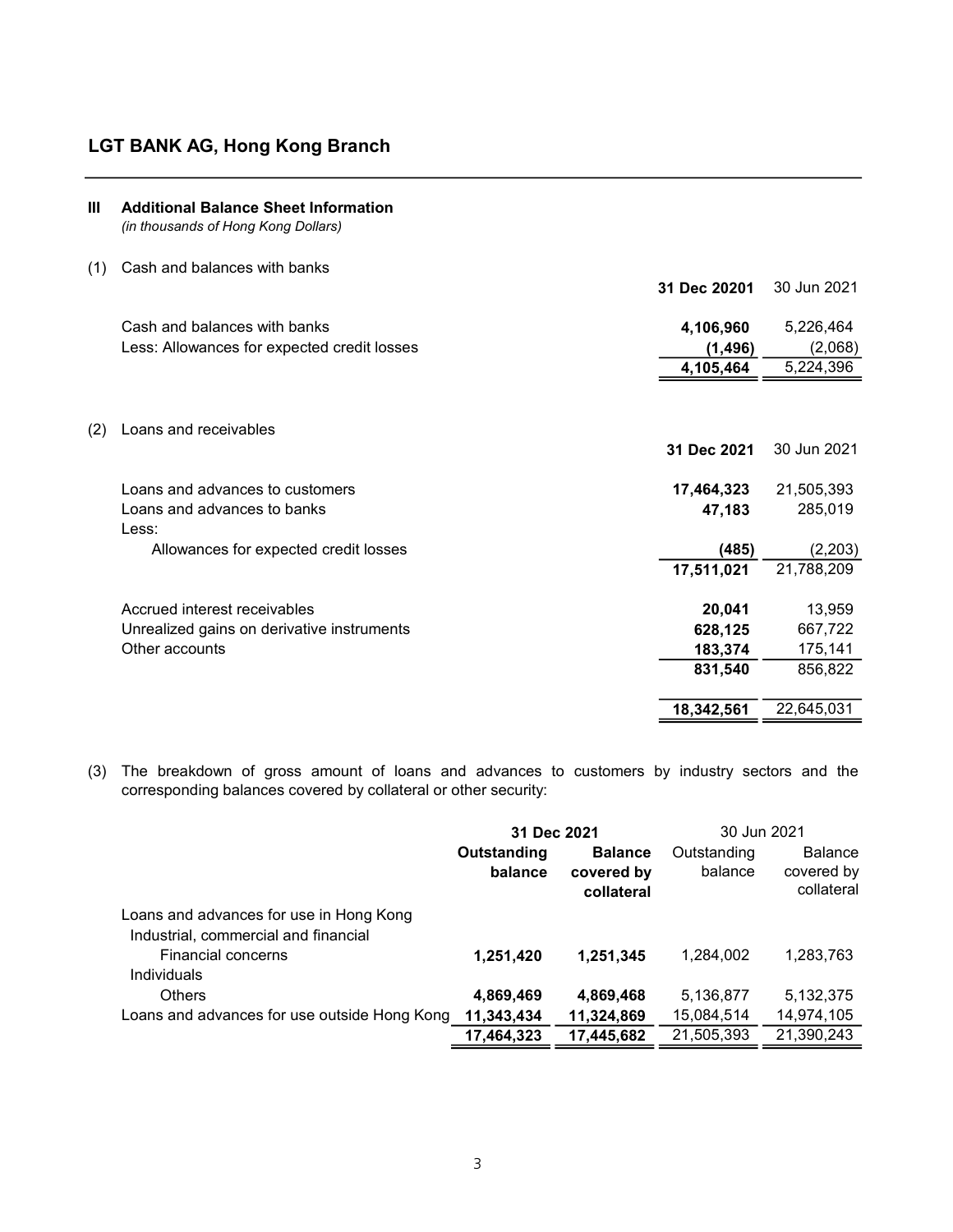## LGT BANK AG, Hong Kong Branch

### III Additional Balance Sheet Information

*(in thousands of Hong Kong Dollars)*

(1) Cash and balances with banks

| | **31 Dec 20201** | 30 Jun 2021 |
|---|---|---|
| Cash and balances with banks | **4,106,960** | 5,226,464 |
| Less: Allowances for expected credit losses | **(1,496)** | (2,068) |
| | **4,105,464** | 5,224,396 |

(2) Loans and receivables

| | **31 Dec 2021** | 30 Jun 2021 |
|---|---|---|
| Loans and advances to customers | **17,464,323** | 21,505,393 |
| Loans and advances to banks | **47,183** | 285,019 |
| Less: | | |
| Allowances for expected credit losses | **(485)** | (2,203) |
| | **17,511,021** | 21,788,209 |
| Accrued interest receivables | **20,041** | 13,959 |
| Unrealized gains on derivative instruments | **628,125** | 667,722 |
| Other accounts | **183,374** | 175,141 |
| | **831,540** | 856,822 |
| | **18,342,561** | 22,645,031 |

(3) The breakdown of gross amount of loans and advances to customers by industry sectors and the corresponding balances covered by collateral or other security:

| | **31 Dec 2021** | | 30 Jun 2021 | |
|---|---|---|---|---|
| | **Outstanding balance** | **Balance covered by collateral** | Outstanding balance | Balance covered by collateral |
| Loans and advances for use in Hong Kong | | | | |
| Industrial, commercial and financial | | | | |
| Financial concerns | **1,251,420** | **1,251,345** | 1,284,002 | 1,283,763 |
| Individuals | | | | |
| Others | **4,869,469** | **4,869,468** | 5,136,877 | 5,132,375 |
| Loans and advances for use outside Hong Kong | **11,343,434** | **11,324,869** | 15,084,514 | 14,974,105 |
| | **17,464,323** | **17,445,682** | 21,505,393 | 21,390,243 |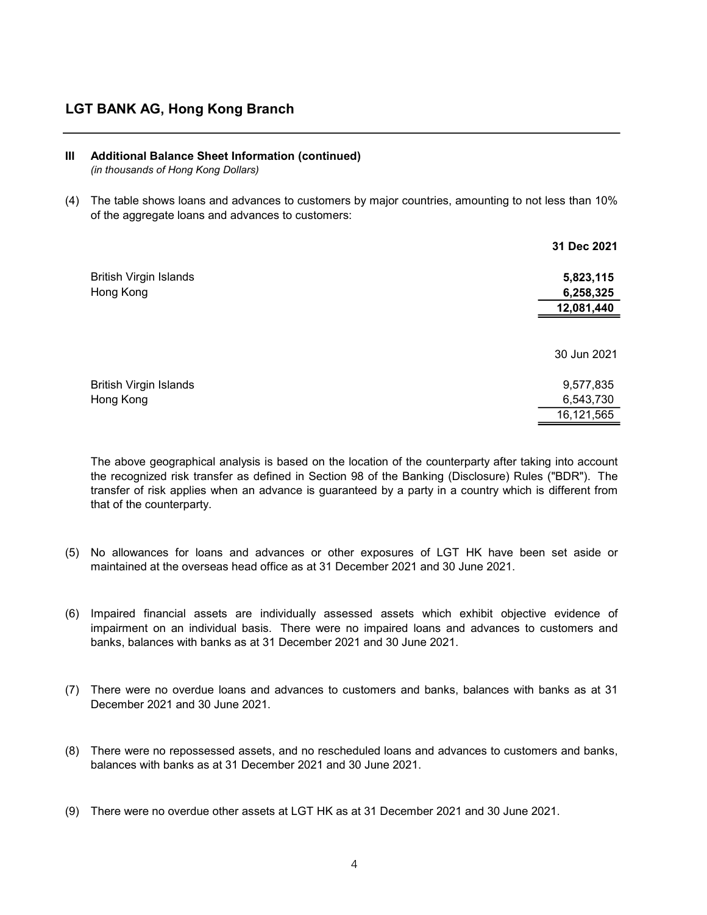## LGT BANK AG, Hong Kong Branch

### III Additional Balance Sheet Information (continued)

*(in thousands of Hong Kong Dollars)*

(4) The table shows loans and advances to customers by major countries, amounting to not less than 10% of the aggregate loans and advances to customers:

| | **31 Dec 2021** |
|---|---|
| British Virgin Islands | **5,823,115** |
| Hong Kong | **6,258,325** |
| | **12,081,440** |

| | 30 Jun 2021 |
|---|---|
| British Virgin Islands | 9,577,835 |
| Hong Kong | 6,543,730 |
| | 16,121,565 |

The above geographical analysis is based on the location of the counterparty after taking into account the recognized risk transfer as defined in Section 98 of the Banking (Disclosure) Rules ("BDR"). The transfer of risk applies when an advance is guaranteed by a party in a country which is different from that of the counterparty.

(5) No allowances for loans and advances or other exposures of LGT HK have been set aside or maintained at the overseas head office as at 31 December 2021 and 30 June 2021.

(6) Impaired financial assets are individually assessed assets which exhibit objective evidence of impairment on an individual basis. There were no impaired loans and advances to customers and banks, balances with banks as at 31 December 2021 and 30 June 2021.

(7) There were no overdue loans and advances to customers and banks, balances with banks as at 31 December 2021 and 30 June 2021.

(8) There were no repossessed assets, and no rescheduled loans and advances to customers and banks, balances with banks as at 31 December 2021 and 30 June 2021.

(9) There were no overdue other assets at LGT HK as at 31 December 2021 and 30 June 2021.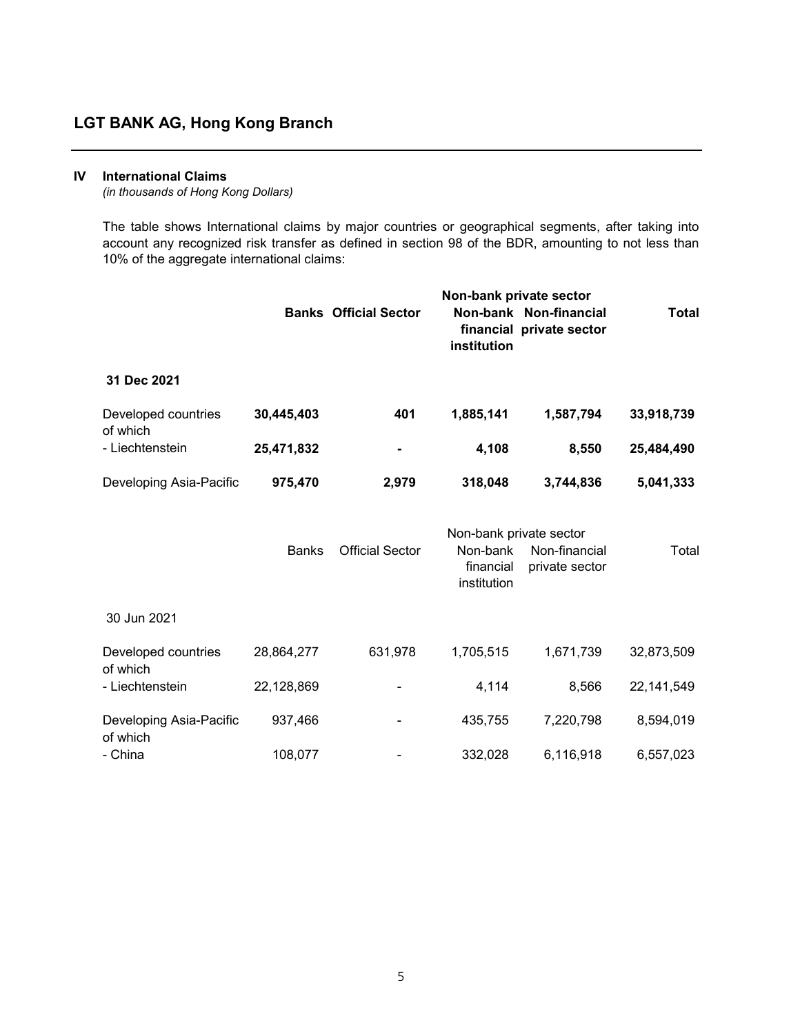## LGT BANK AG, Hong Kong Branch

### IV International Claims

*(in thousands of Hong Kong Dollars)*

The table shows International claims by major countries or geographical segments, after taking into account any recognized risk transfer as defined in section 98 of the BDR, amounting to not less than 10% of the aggregate international claims:

| | **Banks** | **Official Sector** | **Non-bank private sector** | | **Total** |
|---|---|---|---|---|---|
| | | | **Non-bank financial institution** | **Non-financial private sector** | |
| **31 Dec 2021** | | | | | |
| Developed countries of which | **30,445,403** | **401** | **1,885,141** | **1,587,794** | **33,918,739** |
| - Liechtenstein | **25,471,832** | **-** | **4,108** | **8,550** | **25,484,490** |
| Developing Asia-Pacific | **975,470** | **2,979** | **318,048** | **3,744,836** | **5,041,333** |

| | Banks | Official Sector | Non-bank private sector | | Total |
|---|---|---|---|---|---|
| | | | Non-bank financial institution | Non-financial private sector | |
| 30 Jun 2021 | | | | | |
| Developed countries of which | 28,864,277 | 631,978 | 1,705,515 | 1,671,739 | 32,873,509 |
| - Liechtenstein | 22,128,869 | - | 4,114 | 8,566 | 22,141,549 |
| Developing Asia-Pacific of which | 937,466 | - | 435,755 | 7,220,798 | 8,594,019 |
| - China | 108,077 | - | 332,028 | 6,116,918 | 6,557,023 |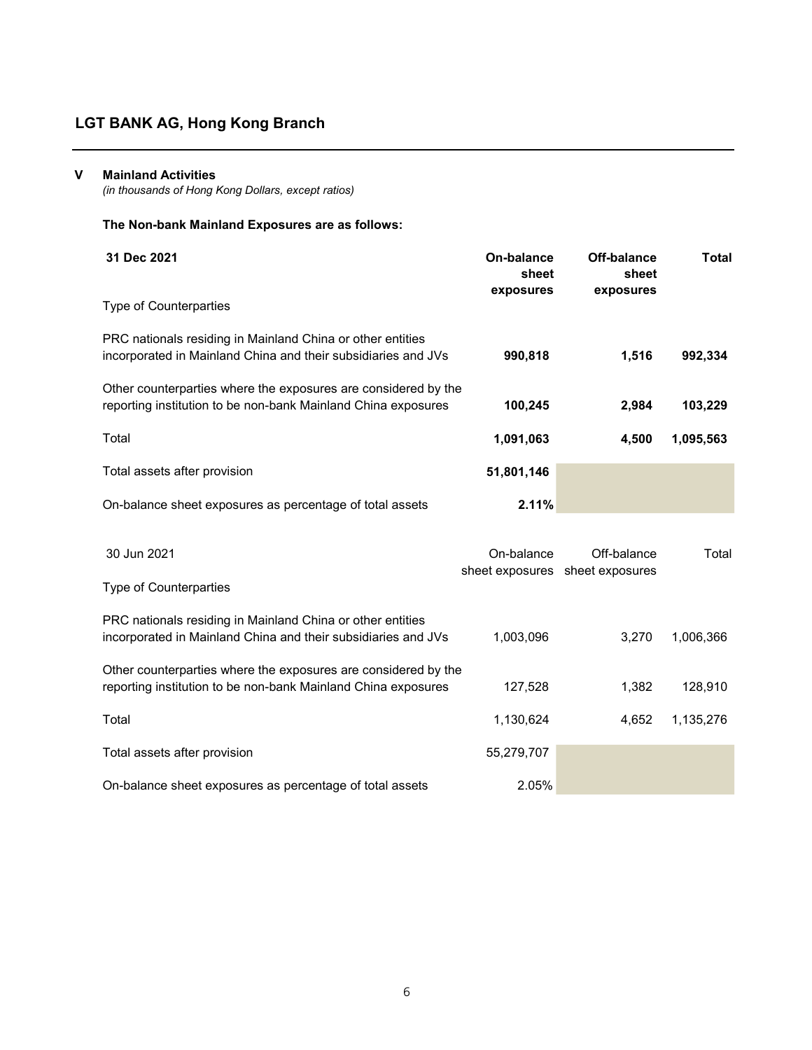## LGT BANK AG, Hong Kong Branch

### V Mainland Activities

*(in thousands of Hong Kong Dollars, except ratios)*

**The Non-bank Mainland Exposures are as follows:**

| **31 Dec 2021** | **On-balance sheet exposures** | **Off-balance sheet exposures** | **Total** |
|---|---|---|---|
| Type of Counterparties | | | |
| PRC nationals residing in Mainland China or other entities incorporated in Mainland China and their subsidiaries and JVs | **990,818** | **1,516** | **992,334** |
| Other counterparties where the exposures are considered by the reporting institution to be non-bank Mainland China exposures | **100,245** | **2,984** | **103,229** |
| Total | **1,091,063** | **4,500** | **1,095,563** |
| Total assets after provision | **51,801,146** | | |
| On-balance sheet exposures as percentage of total assets | **2.11%** | | |

| 30 Jun 2021 | On-balance sheet exposures | Off-balance sheet exposures | Total |
|---|---|---|---|
| Type of Counterparties | | | |
| PRC nationals residing in Mainland China or other entities incorporated in Mainland China and their subsidiaries and JVs | 1,003,096 | 3,270 | 1,006,366 |
| Other counterparties where the exposures are considered by the reporting institution to be non-bank Mainland China exposures | 127,528 | 1,382 | 128,910 |
| Total | 1,130,624 | 4,652 | 1,135,276 |
| Total assets after provision | 55,279,707 | | |
| On-balance sheet exposures as percentage of total assets | 2.05% | | |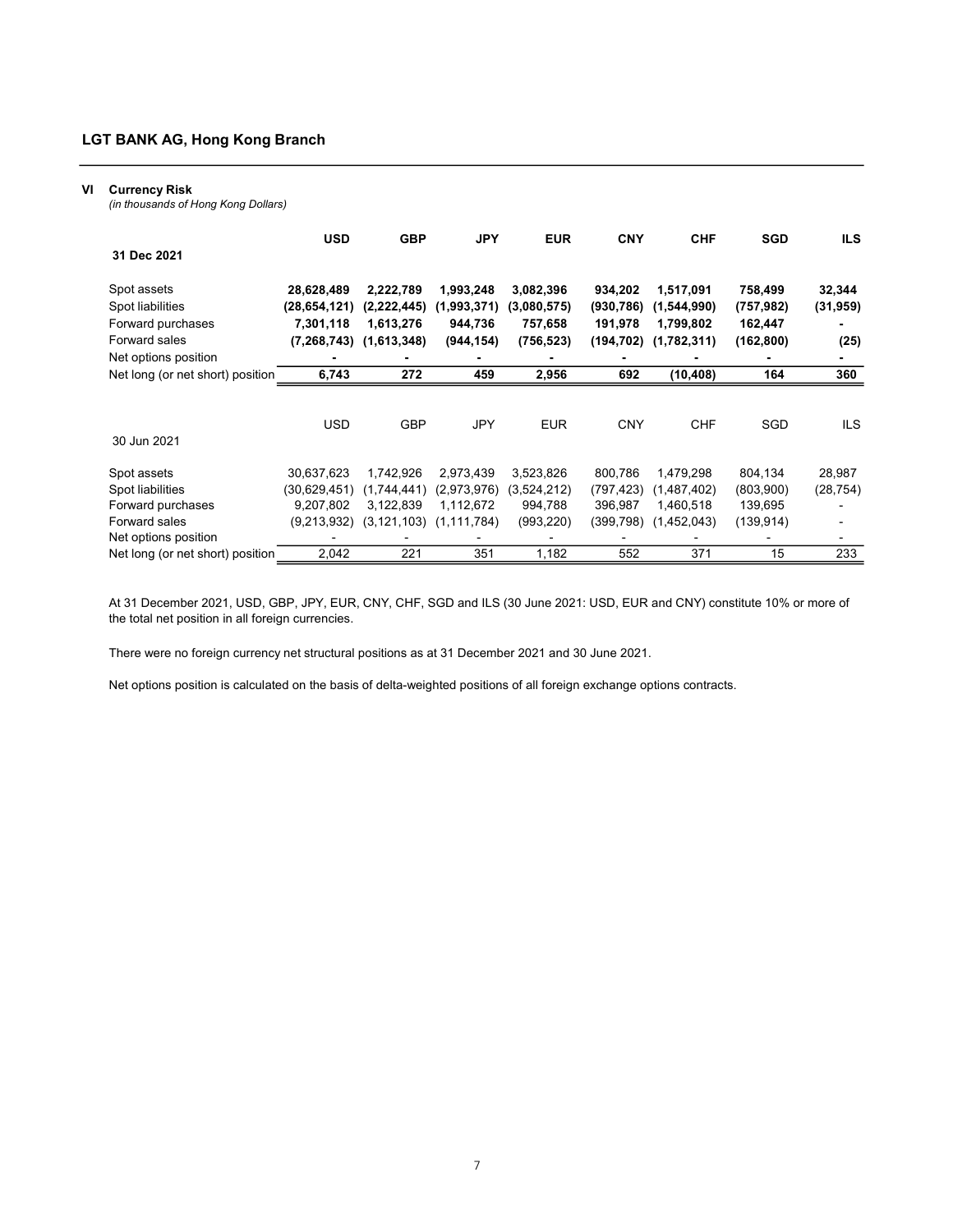LGT BANK AG, Hong Kong Branch

## VI Currency Risk

*(in thousands of Hong Kong Dollars)*

| **31 Dec 2021** | **USD** | **GBP** | **JPY** | **EUR** | **CNY** | **CHF** | **SGD** | **ILS** |
|---|---|---|---|---|---|---|---|---|
| Spot assets | **28,628,489** | **2,222,789** | **1,993,248** | **3,082,396** | **934,202** | **1,517,091** | **758,499** | **32,344** |
| Spot liabilities | **(28,654,121)** | **(2,222,445)** | **(1,993,371)** | **(3,080,575)** | **(930,786)** | **(1,544,990)** | **(757,982)** | **(31,959)** |
| Forward purchases | **7,301,118** | **1,613,276** | **944,736** | **757,658** | **191,978** | **1,799,802** | **162,447** | **-** |
| Forward sales | **(7,268,743)** | **(1,613,348)** | **(944,154)** | **(756,523)** | **(194,702)** | **(1,782,311)** | **(162,800)** | **(25)** |
| Net options position | **-** | **-** | **-** | **-** | **-** | **-** | **-** | **-** |
| Net long (or net short) position | **6,743** | **272** | **459** | **2,956** | **692** | **(10,408)** | **164** | **360** |

| 30 Jun 2021 | USD | GBP | JPY | EUR | CNY | CHF | SGD | ILS |
|---|---|---|---|---|---|---|---|---|
| Spot assets | 30,637,623 | 1,742,926 | 2,973,439 | 3,523,826 | 800,786 | 1,479,298 | 804,134 | 28,987 |
| Spot liabilities | (30,629,451) | (1,744,441) | (2,973,976) | (3,524,212) | (797,423) | (1,487,402) | (803,900) | (28,754) |
| Forward purchases | 9,207,802 | 3,122,839 | 1,112,672 | 994,788 | 396,987 | 1,460,518 | 139,695 | - |
| Forward sales | (9,213,932) | (3,121,103) | (1,111,784) | (993,220) | (399,798) | (1,452,043) | (139,914) | - |
| Net options position | - | - | - | - | - | - | - | - |
| Net long (or net short) position | 2,042 | 221 | 351 | 1,182 | 552 | 371 | 15 | 233 |

At 31 December 2021, USD, GBP, JPY, EUR, CNY, CHF, SGD and ILS (30 June 2021: USD, EUR and CNY) constitute 10% or more of the total net position in all foreign currencies.

There were no foreign currency net structural positions as at 31 December 2021 and 30 June 2021.

Net options position is calculated on the basis of delta-weighted positions of all foreign exchange options contracts.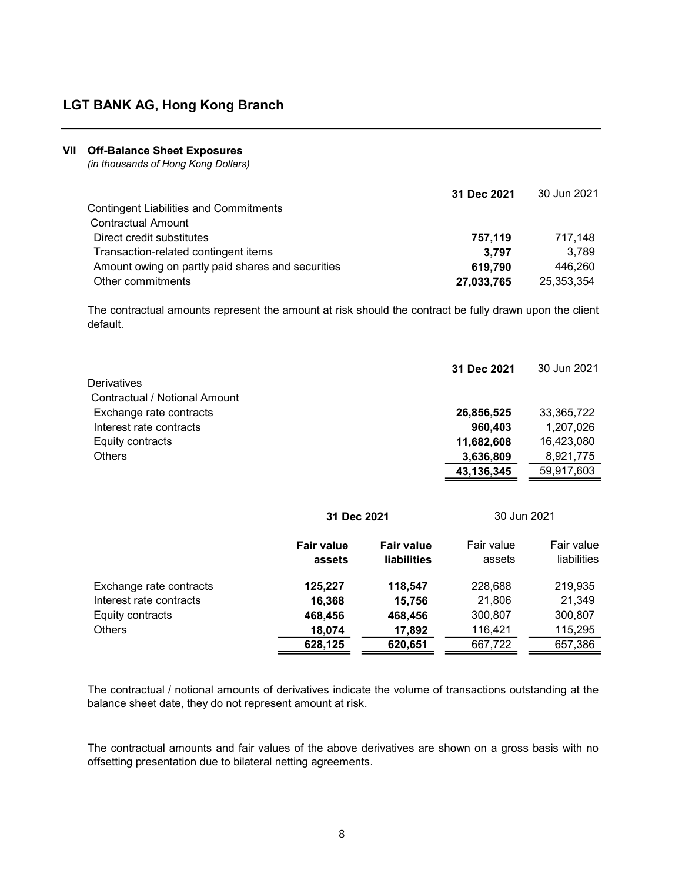# LGT BANK AG, Hong Kong Branch

## VII Off-Balance Sheet Exposures

*(in thousands of Hong Kong Dollars)*

| | **31 Dec 2021** | 30 Jun 2021 |
|---|---|---|
| Contingent Liabilities and Commitments | | |
| Contractual Amount | | |
| Direct credit substitutes | **757,119** | 717,148 |
| Transaction-related contingent items | **3,797** | 3,789 |
| Amount owing on partly paid shares and securities | **619,790** | 446,260 |
| Other commitments | **27,033,765** | 25,353,354 |

The contractual amounts represent the amount at risk should the contract be fully drawn upon the client default.

| | **31 Dec 2021** | 30 Jun 2021 |
|---|---|---|
| Derivatives | | |
| Contractual / Notional Amount | | |
| Exchange rate contracts | **26,856,525** | 33,365,722 |
| Interest rate contracts | **960,403** | 1,207,026 |
| Equity contracts | **11,682,608** | 16,423,080 |
| Others | **3,636,809** | 8,921,775 |
| | **43,136,345** | 59,917,603 |

| | **31 Dec 2021** | | 30 Jun 2021 | |
|---|---|---|---|---|
| | **Fair value assets** | **Fair value liabilities** | Fair value assets | Fair value liabilities |
| Exchange rate contracts | **125,227** | **118,547** | 228,688 | 219,935 |
| Interest rate contracts | **16,368** | **15,756** | 21,806 | 21,349 |
| Equity contracts | **468,456** | **468,456** | 300,807 | 300,807 |
| Others | **18,074** | **17,892** | 116,421 | 115,295 |
| | **628,125** | **620,651** | 667,722 | 657,386 |

The contractual / notional amounts of derivatives indicate the volume of transactions outstanding at the balance sheet date, they do not represent amount at risk.

The contractual amounts and fair values of the above derivatives are shown on a gross basis with no offsetting presentation due to bilateral netting agreements.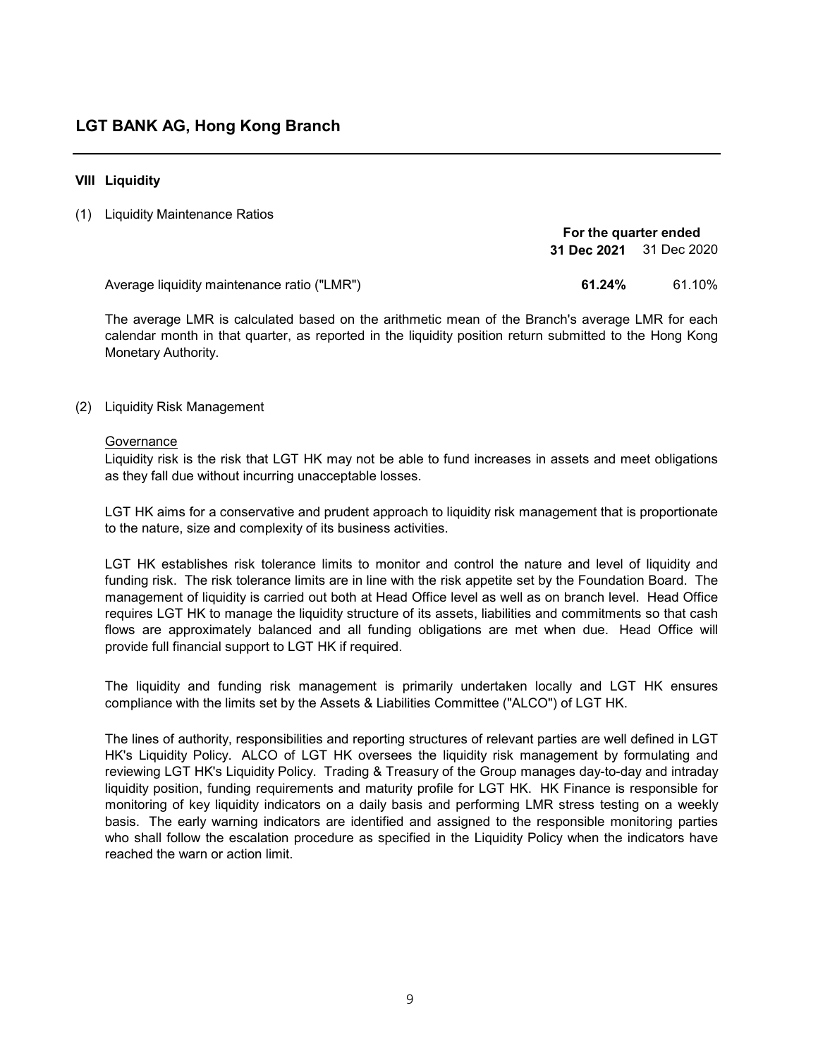## VIII Liquidity

(1) Liquidity Maintenance Ratios

| | For the quarter ended | |
|---|---|---|
| | **31 Dec 2021** | 31 Dec 2020 |
| Average liquidity maintenance ratio ("LMR") | **61.24%** | 61.10% |

The average LMR is calculated based on the arithmetic mean of the Branch's average LMR for each calendar month in that quarter, as reported in the liquidity position return submitted to the Hong Kong Monetary Authority.

(2) Liquidity Risk Management

Governance

Liquidity risk is the risk that LGT HK may not be able to fund increases in assets and meet obligations as they fall due without incurring unacceptable losses.

LGT HK aims for a conservative and prudent approach to liquidity risk management that is proportionate to the nature, size and complexity of its business activities.

LGT HK establishes risk tolerance limits to monitor and control the nature and level of liquidity and funding risk. The risk tolerance limits are in line with the risk appetite set by the Foundation Board. The management of liquidity is carried out both at Head Office level as well as on branch level. Head Office requires LGT HK to manage the liquidity structure of its assets, liabilities and commitments so that cash flows are approximately balanced and all funding obligations are met when due. Head Office will provide full financial support to LGT HK if required.

The liquidity and funding risk management is primarily undertaken locally and LGT HK ensures compliance with the limits set by the Assets & Liabilities Committee ("ALCO") of LGT HK.

The lines of authority, responsibilities and reporting structures of relevant parties are well defined in LGT HK's Liquidity Policy. ALCO of LGT HK oversees the liquidity risk management by formulating and reviewing LGT HK's Liquidity Policy. Trading & Treasury of the Group manages day-to-day and intraday liquidity position, funding requirements and maturity profile for LGT HK. HK Finance is responsible for monitoring of key liquidity indicators on a daily basis and performing LMR stress testing on a weekly basis. The early warning indicators are identified and assigned to the responsible monitoring parties who shall follow the escalation procedure as specified in the Liquidity Policy when the indicators have reached the warn or action limit.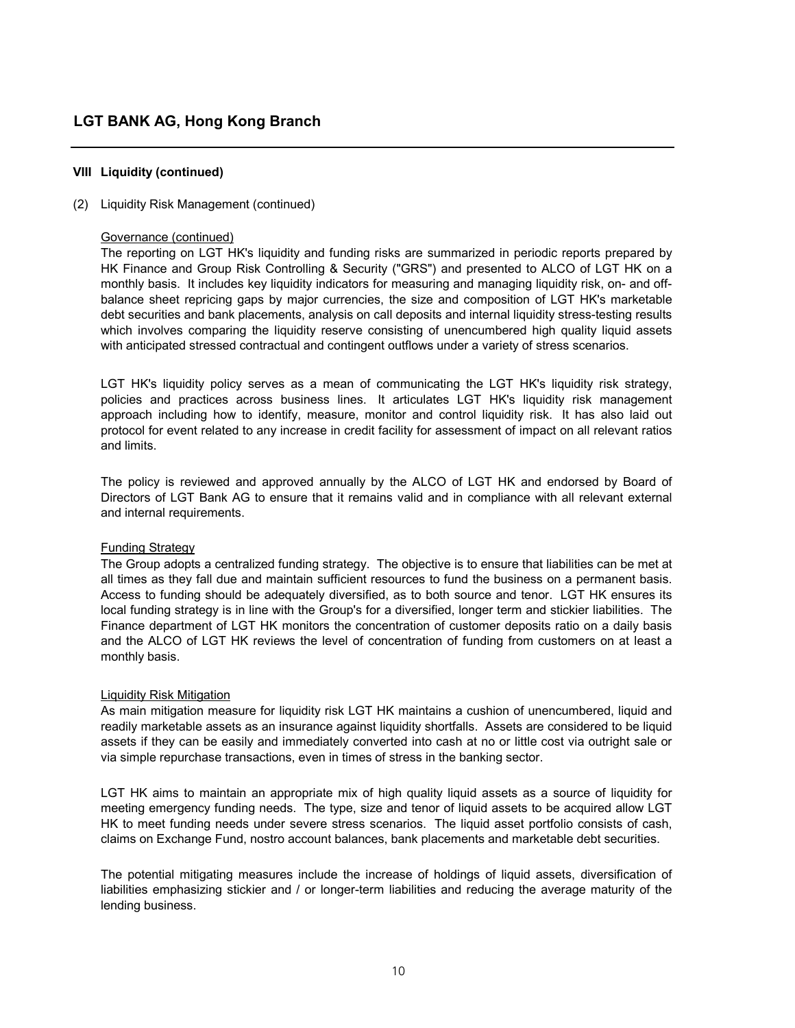## VIII Liquidity (continued)

(2) Liquidity Risk Management (continued)

Governance (continued)

The reporting on LGT HK's liquidity and funding risks are summarized in periodic reports prepared by HK Finance and Group Risk Controlling & Security ("GRS") and presented to ALCO of LGT HK on a monthly basis. It includes key liquidity indicators for measuring and managing liquidity risk, on- and off-balance sheet repricing gaps by major currencies, the size and composition of LGT HK's marketable debt securities and bank placements, analysis on call deposits and internal liquidity stress-testing results which involves comparing the liquidity reserve consisting of unencumbered high quality liquid assets with anticipated stressed contractual and contingent outflows under a variety of stress scenarios.

LGT HK's liquidity policy serves as a mean of communicating the LGT HK's liquidity risk strategy, policies and practices across business lines. It articulates LGT HK's liquidity risk management approach including how to identify, measure, monitor and control liquidity risk. It has also laid out protocol for event related to any increase in credit facility for assessment of impact on all relevant ratios and limits.

The policy is reviewed and approved annually by the ALCO of LGT HK and endorsed by Board of Directors of LGT Bank AG to ensure that it remains valid and in compliance with all relevant external and internal requirements.

Funding Strategy

The Group adopts a centralized funding strategy. The objective is to ensure that liabilities can be met at all times as they fall due and maintain sufficient resources to fund the business on a permanent basis. Access to funding should be adequately diversified, as to both source and tenor. LGT HK ensures its local funding strategy is in line with the Group's for a diversified, longer term and stickier liabilities. The Finance department of LGT HK monitors the concentration of customer deposits ratio on a daily basis and the ALCO of LGT HK reviews the level of concentration of funding from customers on at least a monthly basis.

Liquidity Risk Mitigation

As main mitigation measure for liquidity risk LGT HK maintains a cushion of unencumbered, liquid and readily marketable assets as an insurance against liquidity shortfalls. Assets are considered to be liquid assets if they can be easily and immediately converted into cash at no or little cost via outright sale or via simple repurchase transactions, even in times of stress in the banking sector.

LGT HK aims to maintain an appropriate mix of high quality liquid assets as a source of liquidity for meeting emergency funding needs. The type, size and tenor of liquid assets to be acquired allow LGT HK to meet funding needs under severe stress scenarios. The liquid asset portfolio consists of cash, claims on Exchange Fund, nostro account balances, bank placements and marketable debt securities.

The potential mitigating measures include the increase of holdings of liquid assets, diversification of liabilities emphasizing stickier and / or longer-term liabilities and reducing the average maturity of the lending business.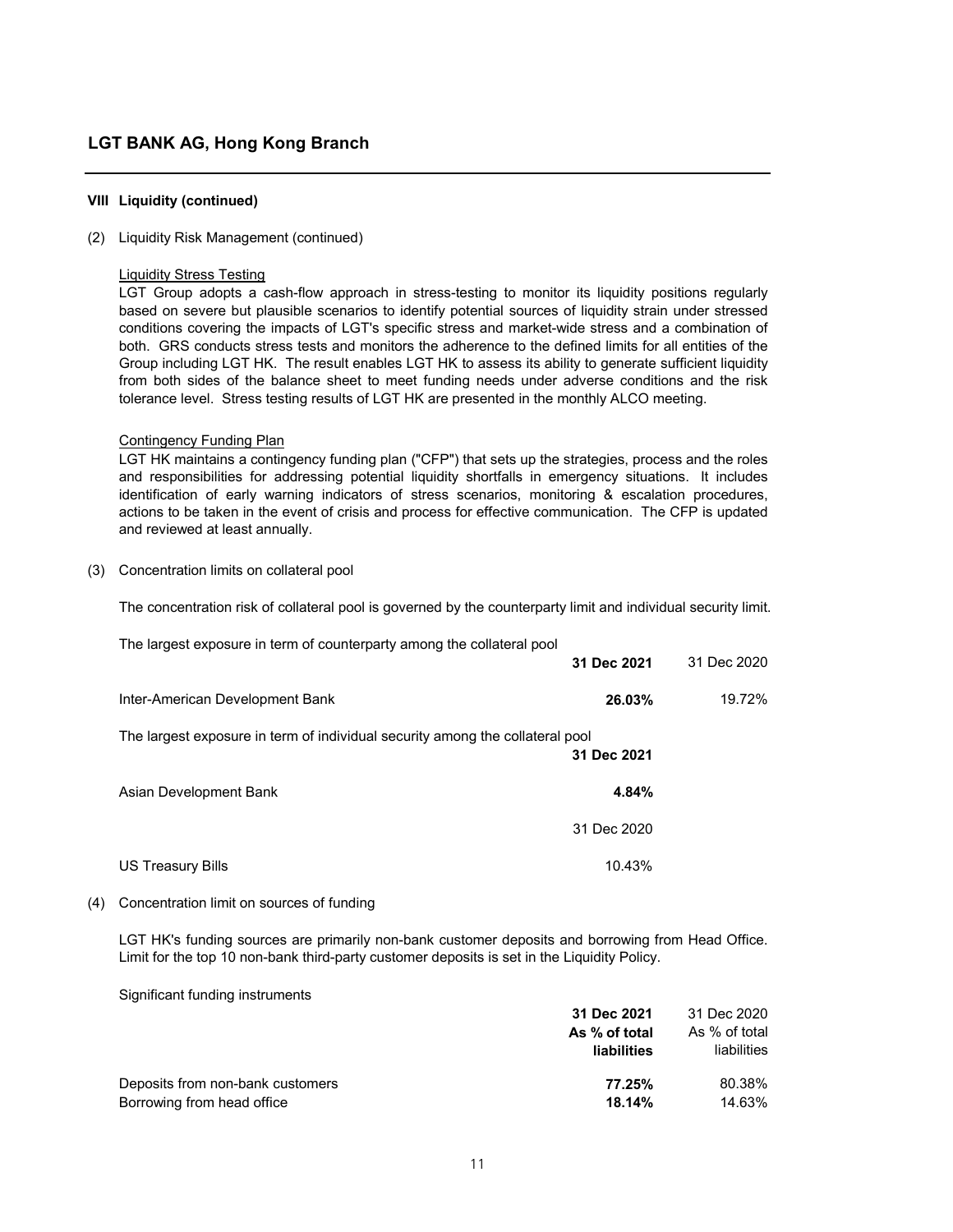# LGT BANK AG, Hong Kong Branch

## VIII Liquidity (continued)

(2) Liquidity Risk Management (continued)

Liquidity Stress Testing

LGT Group adopts a cash-flow approach in stress-testing to monitor its liquidity positions regularly based on severe but plausible scenarios to identify potential sources of liquidity strain under stressed conditions covering the impacts of LGT's specific stress and market-wide stress and a combination of both. GRS conducts stress tests and monitors the adherence to the defined limits for all entities of the Group including LGT HK. The result enables LGT HK to assess its ability to generate sufficient liquidity from both sides of the balance sheet to meet funding needs under adverse conditions and the risk tolerance level. Stress testing results of LGT HK are presented in the monthly ALCO meeting.

Contingency Funding Plan

LGT HK maintains a contingency funding plan ("CFP") that sets up the strategies, process and the roles and responsibilities for addressing potential liquidity shortfalls in emergency situations. It includes identification of early warning indicators of stress scenarios, monitoring & escalation procedures, actions to be taken in the event of crisis and process for effective communication. The CFP is updated and reviewed at least annually.

(3) Concentration limits on collateral pool

The concentration risk of collateral pool is governed by the counterparty limit and individual security limit.

The largest exposure in term of counterparty among the collateral pool

| | **31 Dec 2021** | 31 Dec 2020 |
|---|---|---|
| Inter-American Development Bank | **26.03%** | 19.72% |

The largest exposure in term of individual security among the collateral pool

| | **31 Dec 2021** |
|---|---|
| Asian Development Bank | **4.84%** |
| | 31 Dec 2020 |
| US Treasury Bills | 10.43% |

(4) Concentration limit on sources of funding

LGT HK's funding sources are primarily non-bank customer deposits and borrowing from Head Office. Limit for the top 10 non-bank third-party customer deposits is set in the Liquidity Policy.

Significant funding instruments

| | **31 Dec 2021 As % of total liabilities** | 31 Dec 2020 As % of total liabilities |
|---|---|---|
| Deposits from non-bank customers | **77.25%** | 80.38% |
| Borrowing from head office | **18.14%** | 14.63% |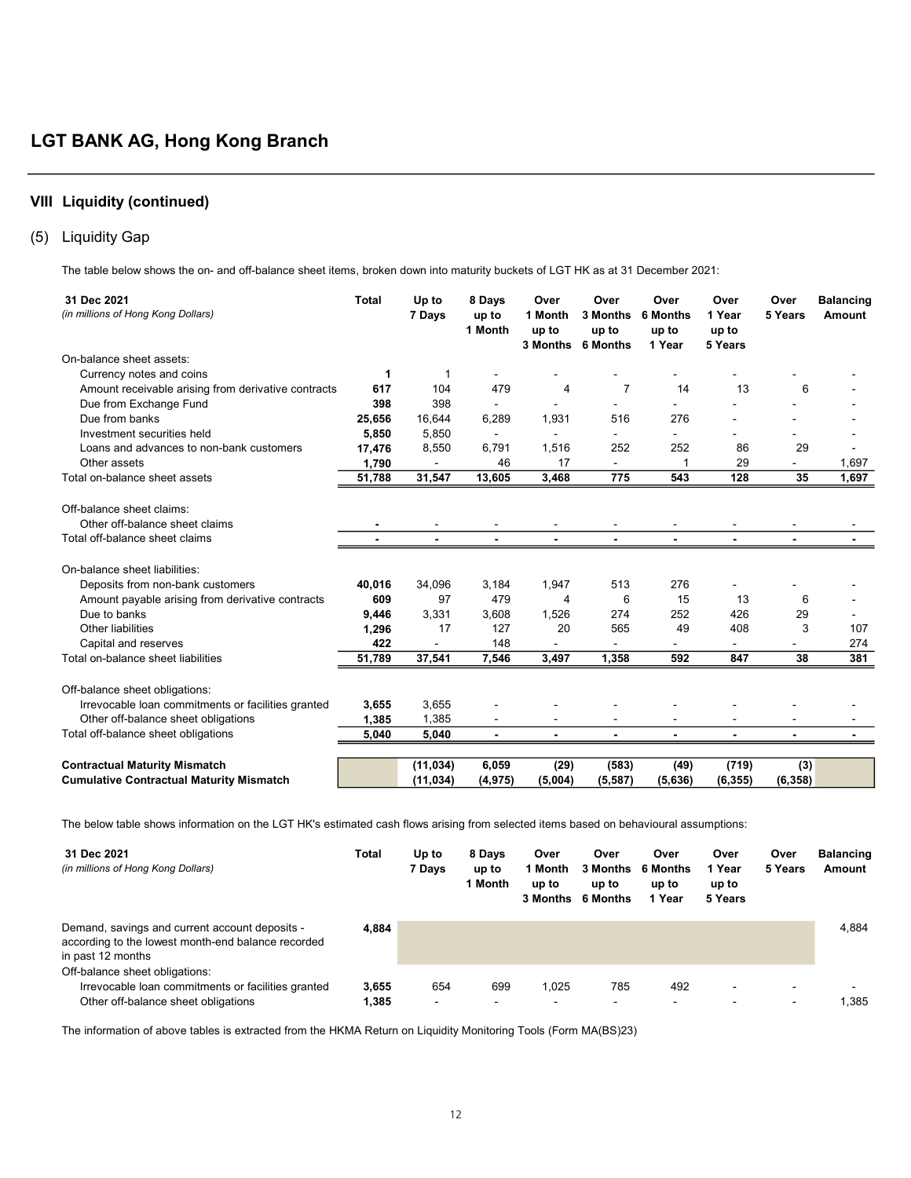# LGT BANK AG, Hong Kong Branch

## VIII Liquidity (continued)

### (5) Liquidity Gap

The table below shows the on- and off-balance sheet items, broken down into maturity buckets of LGT HK as at 31 December 2021:

| **31 Dec 2021** *(in millions of Hong Kong Dollars)* | **Total** | **Up to 7 Days** | **8 Days up to 1 Month** | **Over 1 Month up to 3 Months** | **Over 3 Months up to 6 Months** | **Over 6 Months up to 1 Year** | **Over 1 Year up to 5 Years** | **Over 5 Years** | **Balancing Amount** |
|---|---|---|---|---|---|---|---|---|---|
| On-balance sheet assets: | | | | | | | | | |
| Currency notes and coins | **1** | 1 | - | - | - | - | - | - | - |
| Amount receivable arising from derivative contracts | **617** | 104 | 479 | 4 | 7 | 14 | 13 | 6 | - |
| Due from Exchange Fund | **398** | 398 | - | - | - | - | - | - | - |
| Due from banks | **25,656** | 16,644 | 6,289 | 1,931 | 516 | 276 | - | - | - |
| Investment securities held | **5,850** | 5,850 | - | - | - | - | - | - | - |
| Loans and advances to non-bank customers | **17,476** | 8,550 | 6,791 | 1,516 | 252 | 252 | 86 | 29 | - |
| Other assets | **1,790** | - | 46 | 17 | - | 1 | 29 | - | 1,697 |
| Total on-balance sheet assets | **51,788** | **31,547** | **13,605** | **3,468** | **775** | **543** | **128** | **35** | **1,697** |
| Off-balance sheet claims: | | | | | | | | | |
| Other off-balance sheet claims | **-** | - | - | - | - | - | - | - | - |
| Total off-balance sheet claims | **-** | **-** | **-** | **-** | **-** | **-** | **-** | **-** | **-** |
| On-balance sheet liabilities: | | | | | | | | | |
| Deposits from non-bank customers | **40,016** | 34,096 | 3,184 | 1,947 | 513 | 276 | - | - | - |
| Amount payable arising from derivative contracts | **609** | 97 | 479 | 4 | 6 | 15 | 13 | 6 | - |
| Due to banks | **9,446** | 3,331 | 3,608 | 1,526 | 274 | 252 | 426 | 29 | - |
| Other liabilities | **1,296** | 17 | 127 | 20 | 565 | 49 | 408 | 3 | 107 |
| Capital and reserves | **422** | - | 148 | - | - | - | - | - | 274 |
| Total on-balance sheet liabilities | **51,789** | **37,541** | **7,546** | **3,497** | **1,358** | **592** | **847** | **38** | **381** |
| Off-balance sheet obligations: | | | | | | | | | |
| Irrevocable loan commitments or facilities granted | **3,655** | 3,655 | - | - | - | - | - | - | - |
| Other off-balance sheet obligations | **1,385** | 1,385 | - | - | - | - | - | - | - |
| Total off-balance sheet obligations | **5,040** | **5,040** | **-** | **-** | **-** | **-** | **-** | **-** | **-** |
| **Contractual Maturity Mismatch** | | **(11,034)** | **6,059** | **(29)** | **(583)** | **(49)** | **(719)** | **(3)** | |
| **Cumulative Contractual Maturity Mismatch** | | **(11,034)** | **(4,975)** | **(5,004)** | **(5,587)** | **(5,636)** | **(6,355)** | **(6,358)** | |

The below table shows information on the LGT HK's estimated cash flows arising from selected items based on behavioural assumptions:

| **31 Dec 2021** *(in millions of Hong Kong Dollars)* | **Total** | **Up to 7 Days** | **8 Days up to 1 Month** | **Over 1 Month up to 3 Months** | **Over 3 Months up to 6 Months** | **Over 6 Months up to 1 Year** | **Over 1 Year up to 5 Years** | **Over 5 Years** | **Balancing Amount** |
|---|---|---|---|---|---|---|---|---|---|
| Demand, savings and current account deposits - according to the lowest month-end balance recorded in past 12 months | **4,884** | | | | | | | | 4,884 |
| Off-balance sheet obligations: | | | | | | | | | |
| Irrevocable loan commitments or facilities granted | **3,655** | 654 | 699 | 1,025 | 785 | 492 | - | - | - |
| Other off-balance sheet obligations | **1,385** | - | - | - | - | - | - | - | 1,385 |

The information of above tables is extracted from the HKMA Return on Liquidity Monitoring Tools (Form MA(BS)23)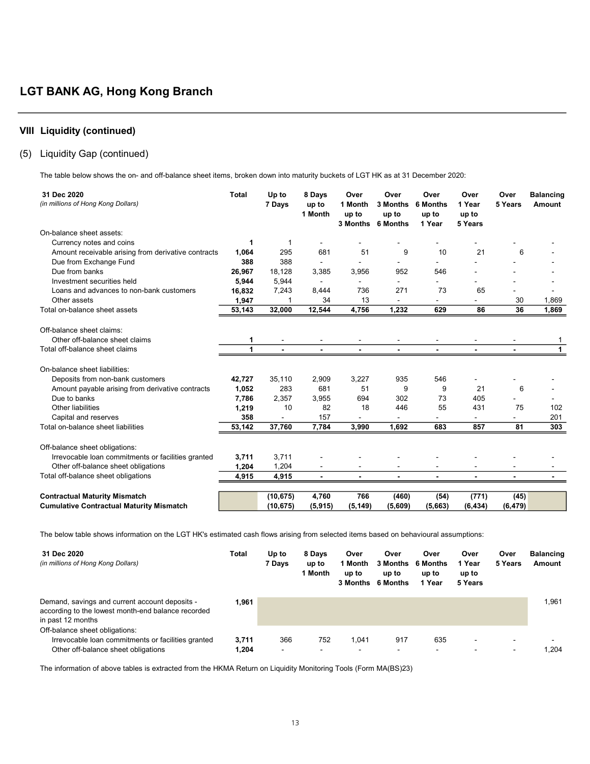## LGT BANK AG, Hong Kong Branch

### VIII Liquidity (continued)

#### (5) Liquidity Gap (continued)

The table below shows the on- and off-balance sheet items, broken down into maturity buckets of LGT HK as at 31 December 2020:

| **31 Dec 2020** *(in millions of Hong Kong Dollars)* | **Total** | **Up to 7 Days** | **8 Days up to 1 Month** | **Over 1 Month up to 3 Months** | **Over 3 Months up to 6 Months** | **Over 6 Months up to 1 Year** | **Over 1 Year up to 5 Years** | **Over 5 Years** | **Balancing Amount** |
|---|---|---|---|---|---|---|---|---|---|
| On-balance sheet assets: | | | | | | | | | |
| Currency notes and coins | **1** | 1 | - | - | - | - | - | - | - |
| Amount receivable arising from derivative contracts | **1,064** | 295 | 681 | 51 | 9 | 10 | 21 | 6 | - |
| Due from Exchange Fund | **388** | 388 | - | - | - | - | - | - | - |
| Due from banks | **26,967** | 18,128 | 3,385 | 3,956 | 952 | 546 | - | - | - |
| Investment securities held | **5,944** | 5,944 | - | - | - | - | - | - | - |
| Loans and advances to non-bank customers | **16,832** | 7,243 | 8,444 | 736 | 271 | 73 | 65 | - | - |
| Other assets | **1,947** | 1 | 34 | 13 | - | - | - | 30 | 1,869 |
| Total on-balance sheet assets | **53,143** | **32,000** | **12,544** | **4,756** | **1,232** | **629** | **86** | **36** | **1,869** |
| Off-balance sheet claims: | | | | | | | | | |
| Other off-balance sheet claims | **1** | - | - | - | - | - | - | - | 1 |
| Total off-balance sheet claims | **1** | **-** | **-** | **-** | **-** | **-** | **-** | **-** | **1** |
| On-balance sheet liabilities: | | | | | | | | | |
| Deposits from non-bank customers | **42,727** | 35,110 | 2,909 | 3,227 | 935 | 546 | - | - | - |
| Amount payable arising from derivative contracts | **1,052** | 283 | 681 | 51 | 9 | 9 | 21 | 6 | - |
| Due to banks | **7,786** | 2,357 | 3,955 | 694 | 302 | 73 | 405 | - | - |
| Other liabilities | **1,219** | 10 | 82 | 18 | 446 | 55 | 431 | 75 | 102 |
| Capital and reserves | **358** | - | 157 | - | - | - | - | - | 201 |
| Total on-balance sheet liabilities | **53,142** | **37,760** | **7,784** | **3,990** | **1,692** | **683** | **857** | **81** | **303** |
| Off-balance sheet obligations: | | | | | | | | | |
| Irrevocable loan commitments or facilities granted | **3,711** | 3,711 | - | - | - | - | - | - | - |
| Other off-balance sheet obligations | **1,204** | 1,204 | - | - | - | - | - | - | - |
| Total off-balance sheet obligations | **4,915** | **4,915** | **-** | **-** | **-** | **-** | **-** | **-** | **-** |
| **Contractual Maturity Mismatch** | | **(10,675)** | **4,760** | **766** | **(460)** | **(54)** | **(771)** | **(45)** | |
| **Cumulative Contractual Maturity Mismatch** | | **(10,675)** | **(5,915)** | **(5,149)** | **(5,609)** | **(5,663)** | **(6,434)** | **(6,479)** | |

The below table shows information on the LGT HK's estimated cash flows arising from selected items based on behavioural assumptions:

| **31 Dec 2020** *(in millions of Hong Kong Dollars)* | **Total** | **Up to 7 Days** | **8 Days up to 1 Month** | **Over 1 Month up to 3 Months** | **Over 3 Months up to 6 Months** | **Over 6 Months up to 1 Year** | **Over 1 Year up to 5 Years** | **Over 5 Years** | **Balancing Amount** |
|---|---|---|---|---|---|---|---|---|---|
| Demand, savings and current account deposits - according to the lowest month-end balance recorded in past 12 months | **1,961** | | | | | | | | 1,961 |
| Off-balance sheet obligations: | | | | | | | | | |
| Irrevocable loan commitments or facilities granted | **3,711** | 366 | 752 | 1,041 | 917 | 635 | - | - | - |
| Other off-balance sheet obligations | **1,204** | - | - | - | - | - | - | - | 1,204 |

The information of above tables is extracted from the HKMA Return on Liquidity Monitoring Tools (Form MA(BS)23)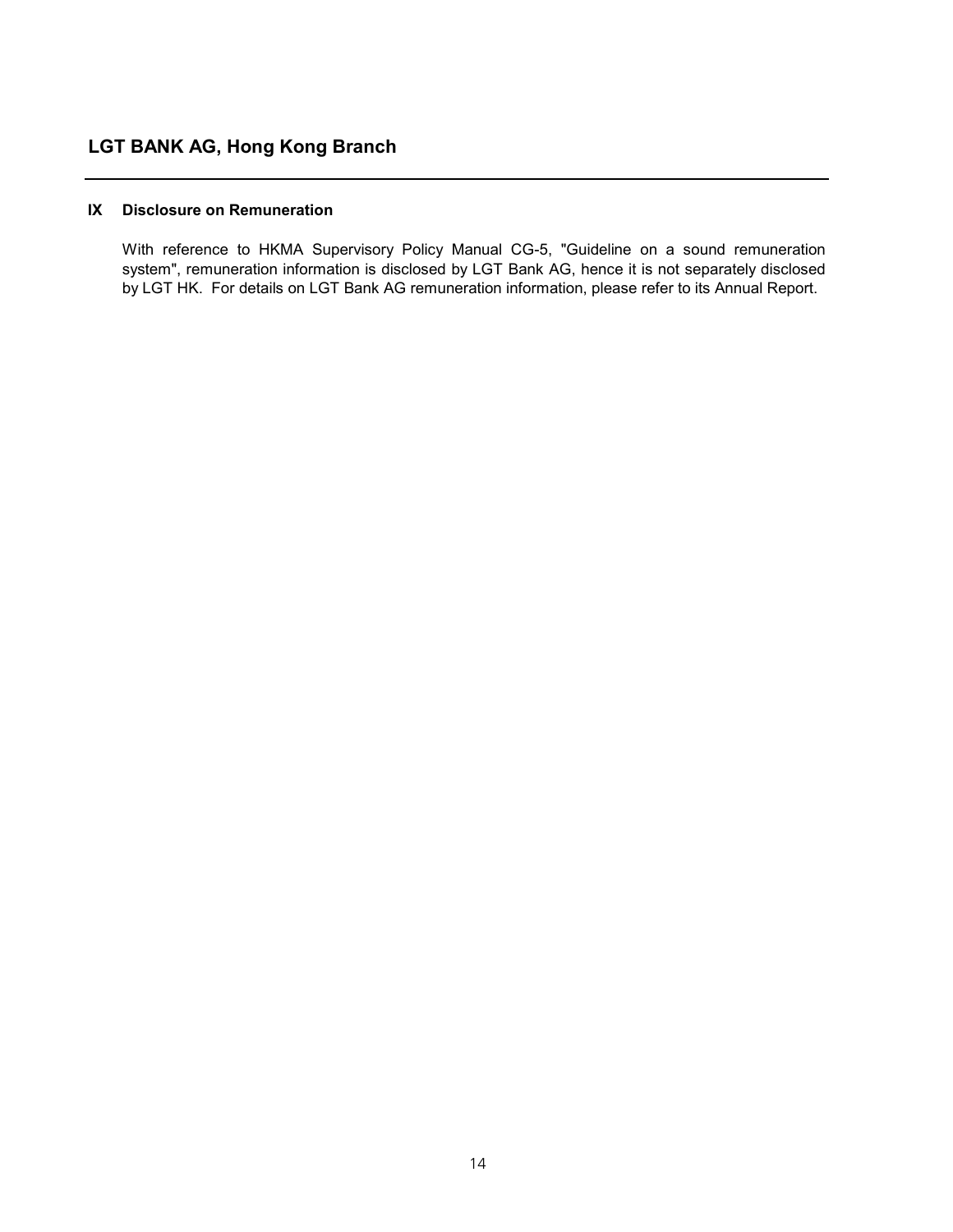# LGT BANK AG, Hong Kong Branch

## IX Disclosure on Remuneration

With reference to HKMA Supervisory Policy Manual CG-5, "Guideline on a sound remuneration system", remuneration information is disclosed by LGT Bank AG, hence it is not separately disclosed by LGT HK. For details on LGT Bank AG remuneration information, please refer to its Annual Report.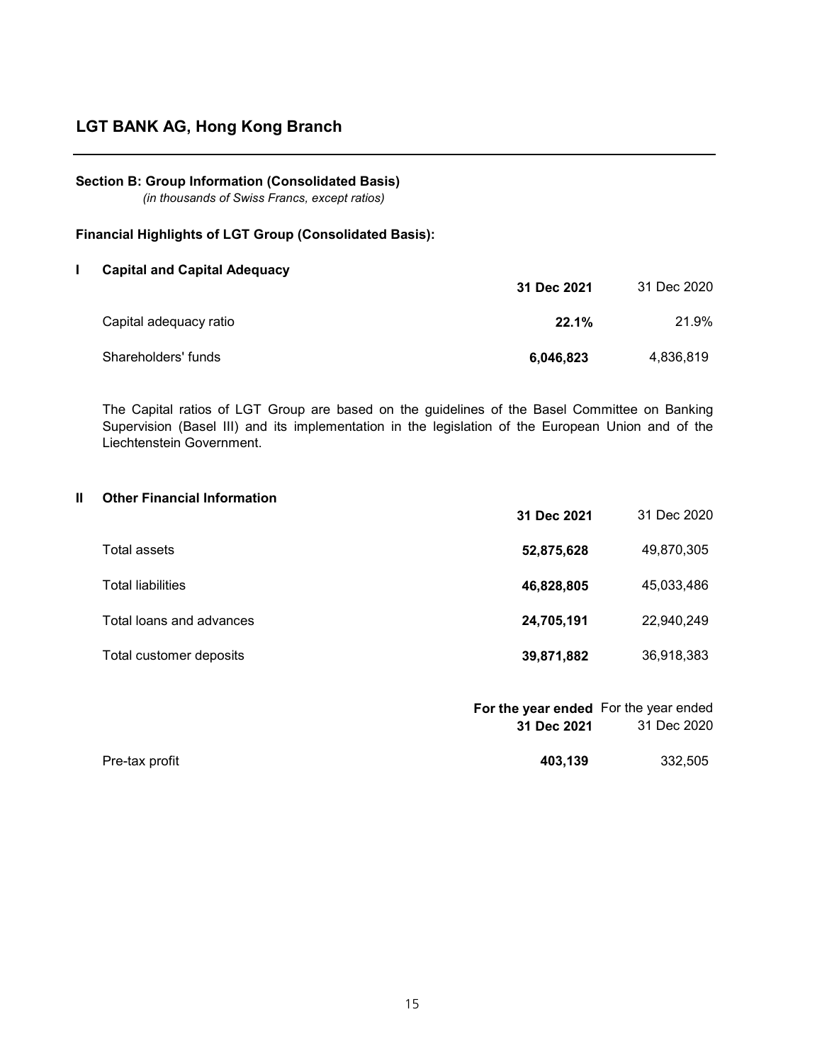# LGT BANK AG, Hong Kong Branch

**Section B: Group Information (Consolidated Basis)**
*(in thousands of Swiss Francs, except ratios)*

**Financial Highlights of LGT Group (Consolidated Basis):**

## I Capital and Capital Adequacy

| | **31 Dec 2021** | 31 Dec 2020 |
|---|---|---|
| Capital adequacy ratio | **22.1%** | 21.9% |
| Shareholders' funds | **6,046,823** | 4,836,819 |

The Capital ratios of LGT Group are based on the guidelines of the Basel Committee on Banking Supervision (Basel III) and its implementation in the legislation of the European Union and of the Liechtenstein Government.

## II Other Financial Information

| | **31 Dec 2021** | 31 Dec 2020 |
|---|---|---|
| Total assets | **52,875,628** | 49,870,305 |
| Total liabilities | **46,828,805** | 45,033,486 |
| Total loans and advances | **24,705,191** | 22,940,249 |
| Total customer deposits | **39,871,882** | 36,918,383 |

| | **For the year ended 31 Dec 2021** | For the year ended 31 Dec 2020 |
|---|---|---|
| Pre-tax profit | **403,139** | 332,505 |